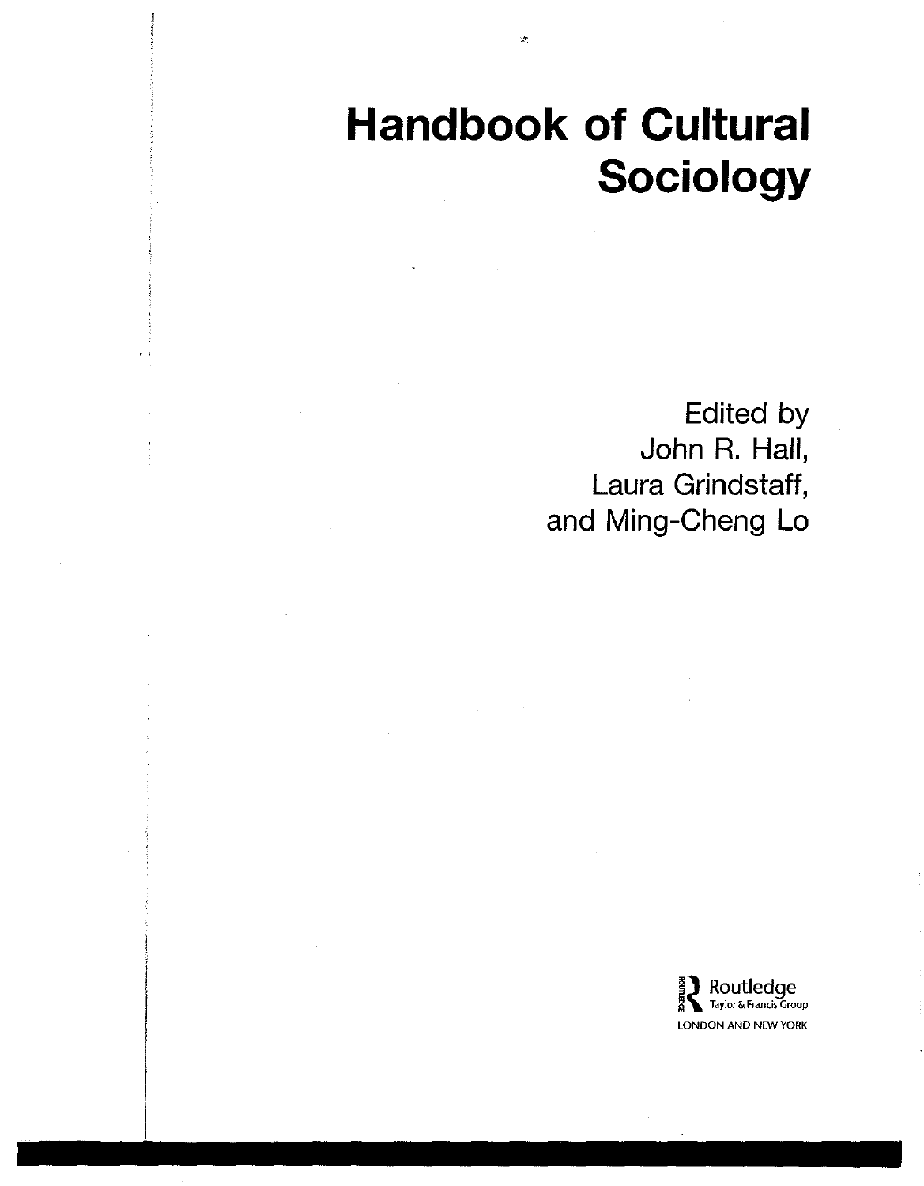# Handbook of Cultural Sociology

Edited by
John R. Hall,
Laura Grindstaff,
and Ming-Cheng Lo

Routledge
Taylor & Francis Group
LONDON AND NEW YORK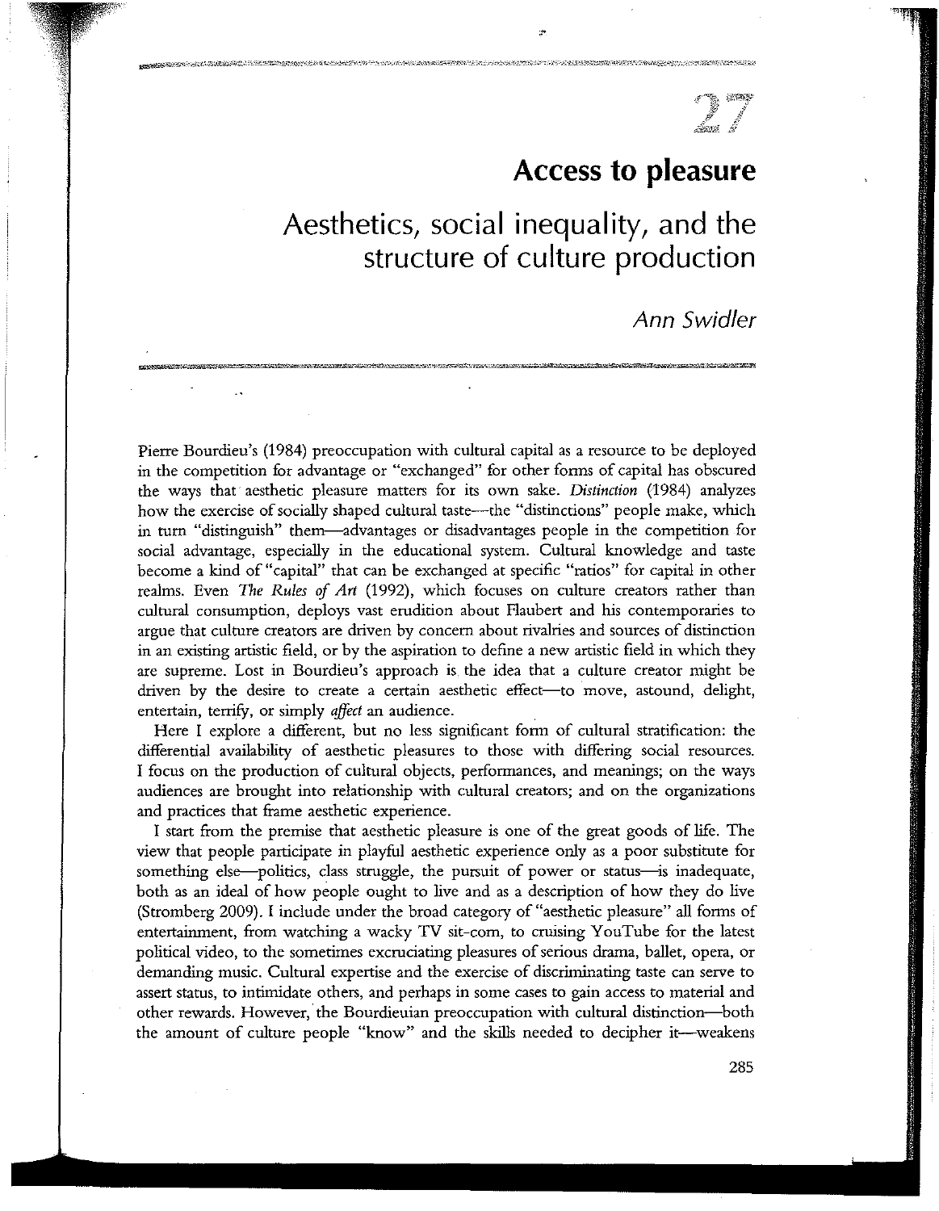# Access to pleasure

## Aesthetics, social inequality, and the structure of culture production

*Ann Swidler*

Pierre Bourdieu's (1984) preoccupation with cultural capital as a resource to be deployed in the competition for advantage or "exchanged" for other forms of capital has obscured the ways that aesthetic pleasure matters for its own sake. *Distinction* (1984) analyzes how the exercise of socially shaped cultural taste—the "distinctions" people make, which in turn "distinguish" them—advantages or disadvantages people in the competition for social advantage, especially in the educational system. Cultural knowledge and taste become a kind of "capital" that can be exchanged at specific "ratios" for capital in other realms. Even *The Rules of Art* (1992), which focuses on culture creators rather than cultural consumption, deploys vast erudition about Flaubert and his contemporaries to argue that culture creators are driven by concern about rivalries and sources of distinction in an existing artistic field, or by the aspiration to define a new artistic field in which they are supreme. Lost in Bourdieu's approach is the idea that a culture creator might be driven by the desire to create a certain aesthetic effect—to move, astound, delight, entertain, terrify, or simply *affect* an audience.

Here I explore a different, but no less significant form of cultural stratification: the differential availability of aesthetic pleasures to those with differing social resources. I focus on the production of cultural objects, performances, and meanings; on the ways audiences are brought into relationship with cultural creators; and on the organizations and practices that frame aesthetic experience.

I start from the premise that aesthetic pleasure is one of the great goods of life. The view that people participate in playful aesthetic experience only as a poor substitute for something else—politics, class struggle, the pursuit of power or status—is inadequate, both as an ideal of how people ought to live and as a description of how they do live (Stromberg 2009). I include under the broad category of "aesthetic pleasure" all forms of entertainment, from watching a wacky TV sit-com, to cruising YouTube for the latest political video, to the sometimes excruciating pleasures of serious drama, ballet, opera, or demanding music. Cultural expertise and the exercise of discriminating taste can serve to assert status, to intimidate others, and perhaps in some cases to gain access to material and other rewards. However, the Bourdieuian preoccupation with cultural distinction—both the amount of culture people "know" and the skills needed to decipher it—weakens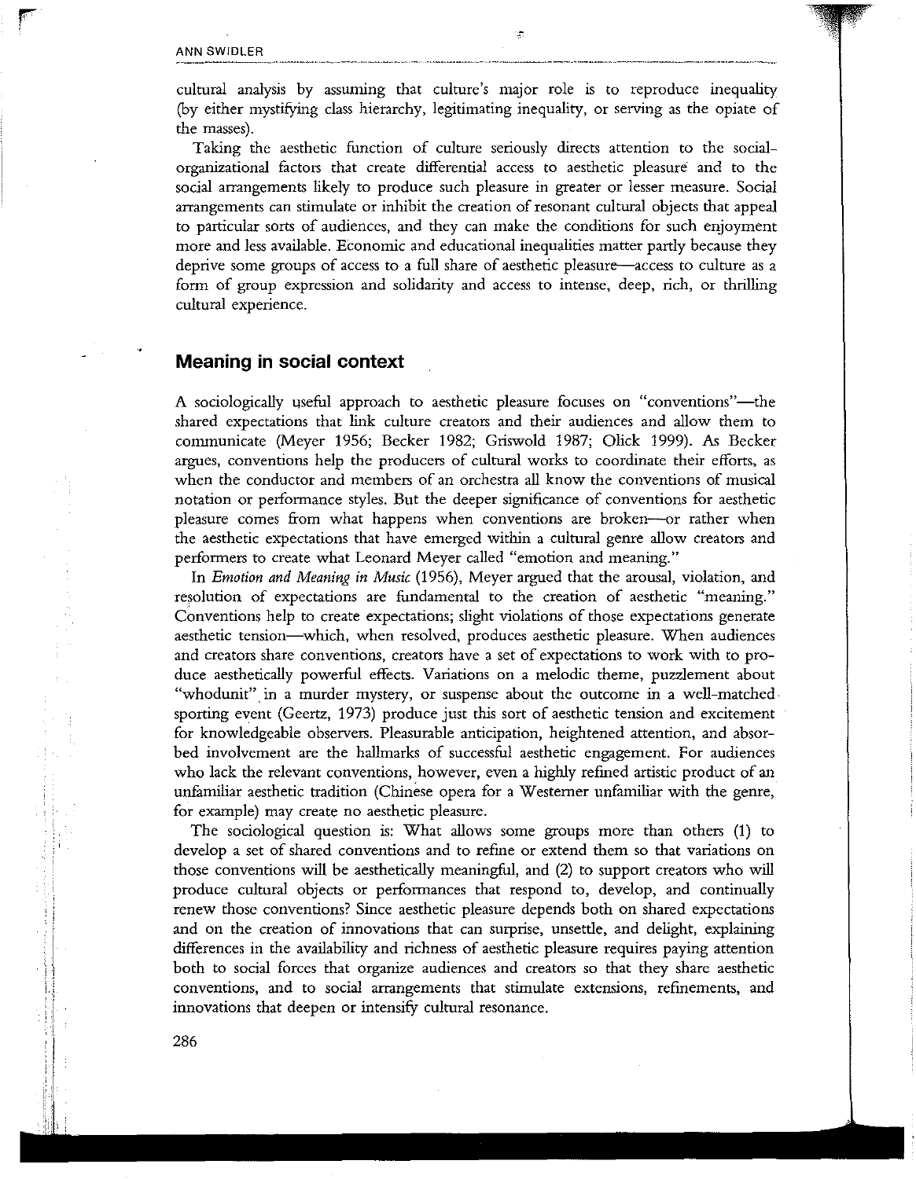cultural analysis by assuming that culture's major role is to reproduce inequality (by either mystifying class hierarchy, legitimating inequality, or serving as the opiate of the masses).

Taking the aesthetic function of culture seriously directs attention to the social-organizational factors that create differential access to aesthetic pleasure and to the social arrangements likely to produce such pleasure in greater or lesser measure. Social arrangements can stimulate or inhibit the creation of resonant cultural objects that appeal to particular sorts of audiences, and they can make the conditions for such enjoyment more and less available. Economic and educational inequalities matter partly because they deprive some groups of access to a full share of aesthetic pleasure—access to culture as a form of group expression and solidarity and access to intense, deep, rich, or thrilling cultural experience.

## Meaning in social context

A sociologically useful approach to aesthetic pleasure focuses on "conventions"—the shared expectations that link culture creators and their audiences and allow them to communicate (Meyer 1956; Becker 1982; Griswold 1987; Olick 1999). As Becker argues, conventions help the producers of cultural works to coordinate their efforts, as when the conductor and members of an orchestra all know the conventions of musical notation or performance styles. But the deeper significance of conventions for aesthetic pleasure comes from what happens when conventions are broken—or rather when the aesthetic expectations that have emerged within a cultural genre allow creators and performers to create what Leonard Meyer called "emotion and meaning."

In *Emotion and Meaning in Music* (1956), Meyer argued that the arousal, violation, and resolution of expectations are fundamental to the creation of aesthetic "meaning." Conventions help to create expectations; slight violations of those expectations generate aesthetic tension—which, when resolved, produces aesthetic pleasure. When audiences and creators share conventions, creators have a set of expectations to work with to produce aesthetically powerful effects. Variations on a melodic theme, puzzlement about "whodunit" in a murder mystery, or suspense about the outcome in a well-matched sporting event (Geertz, 1973) produce just this sort of aesthetic tension and excitement for knowledgeable observers. Pleasurable anticipation, heightened attention, and absorbed involvement are the hallmarks of successful aesthetic engagement. For audiences who lack the relevant conventions, however, even a highly refined artistic product of an unfamiliar aesthetic tradition (Chinese opera for a Westerner unfamiliar with the genre, for example) may create no aesthetic pleasure.

The sociological question is: What allows some groups more than others (1) to develop a set of shared conventions and to refine or extend them so that variations on those conventions will be aesthetically meaningful, and (2) to support creators who will produce cultural objects or performances that respond to, develop, and continually renew those conventions? Since aesthetic pleasure depends both on shared expectations and on the creation of innovations that can surprise, unsettle, and delight, explaining differences in the availability and richness of aesthetic pleasure requires paying attention both to social forces that organize audiences and creators so that they share aesthetic conventions, and to social arrangements that stimulate extensions, refinements, and innovations that deepen or intensify cultural resonance.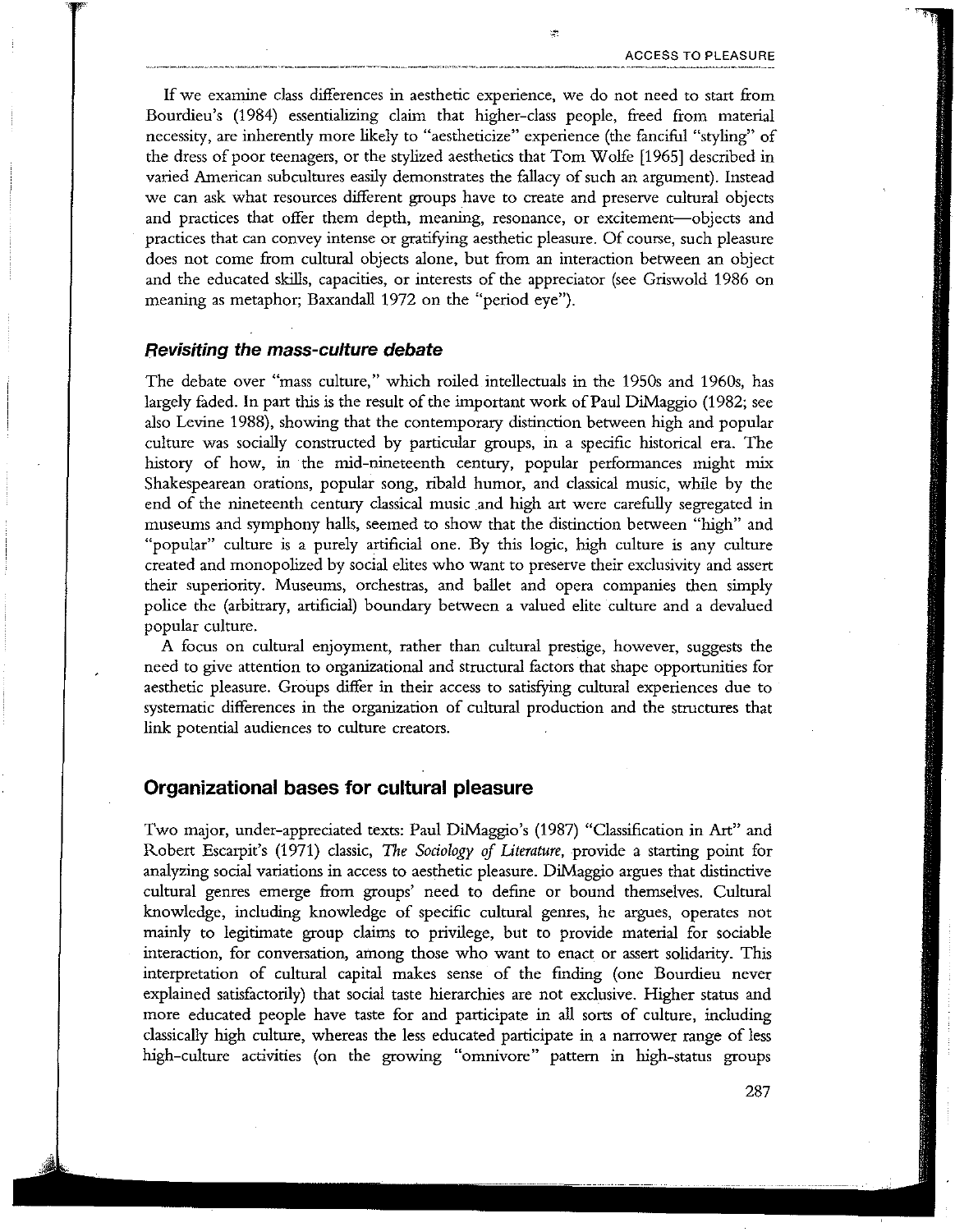If we examine class differences in aesthetic experience, we do not need to start from Bourdieu's (1984) essentializing claim that higher-class people, freed from material necessity, are inherently more likely to "aestheticize" experience (the fanciful "styling" of the dress of poor teenagers, or the stylized aesthetics that Tom Wolfe [1965] described in varied American subcultures easily demonstrates the fallacy of such an argument). Instead we can ask what resources different groups have to create and preserve cultural objects and practices that offer them depth, meaning, resonance, or excitement—objects and practices that can convey intense or gratifying aesthetic pleasure. Of course, such pleasure does not come from cultural objects alone, but from an interaction between an object and the educated skills, capacities, or interests of the appreciator (see Griswold 1986 on meaning as metaphor; Baxandall 1972 on the "period eye").

### *Revisiting the mass-culture debate*

The debate over "mass culture," which roiled intellectuals in the 1950s and 1960s, has largely faded. In part this is the result of the important work of Paul DiMaggio (1982; see also Levine 1988), showing that the contemporary distinction between high and popular culture was socially constructed by particular groups, in a specific historical era. The history of how, in the mid-nineteenth century, popular performances might mix Shakespearean orations, popular song, ribald humor, and classical music, while by the end of the nineteenth century classical music and high art were carefully segregated in museums and symphony halls, seemed to show that the distinction between "high" and "popular" culture is a purely artificial one. By this logic, high culture is any culture created and monopolized by social elites who want to preserve their exclusivity and assert their superiority. Museums, orchestras, and ballet and opera companies then simply police the (arbitrary, artificial) boundary between a valued elite culture and a devalued popular culture.

A focus on cultural enjoyment, rather than cultural prestige, however, suggests the need to give attention to organizational and structural factors that shape opportunities for aesthetic pleasure. Groups differ in their access to satisfying cultural experiences due to systematic differences in the organization of cultural production and the structures that link potential audiences to culture creators.

## Organizational bases for cultural pleasure

Two major, under-appreciated texts: Paul DiMaggio's (1987) "Classification in Art" and Robert Escarpit's (1971) classic, *The Sociology of Literature*, provide a starting point for analyzing social variations in access to aesthetic pleasure. DiMaggio argues that distinctive cultural genres emerge from groups' need to define or bound themselves. Cultural knowledge, including knowledge of specific cultural genres, he argues, operates not mainly to legitimate group claims to privilege, but to provide material for sociable interaction, for conversation, among those who want to enact or assert solidarity. This interpretation of cultural capital makes sense of the finding (one Bourdieu never explained satisfactorily) that social taste hierarchies are not exclusive. Higher status and more educated people have taste for and participate in all sorts of culture, including classically high culture, whereas the less educated participate in a narrower range of less high-culture activities (on the growing "omnivore" pattern in high-status groups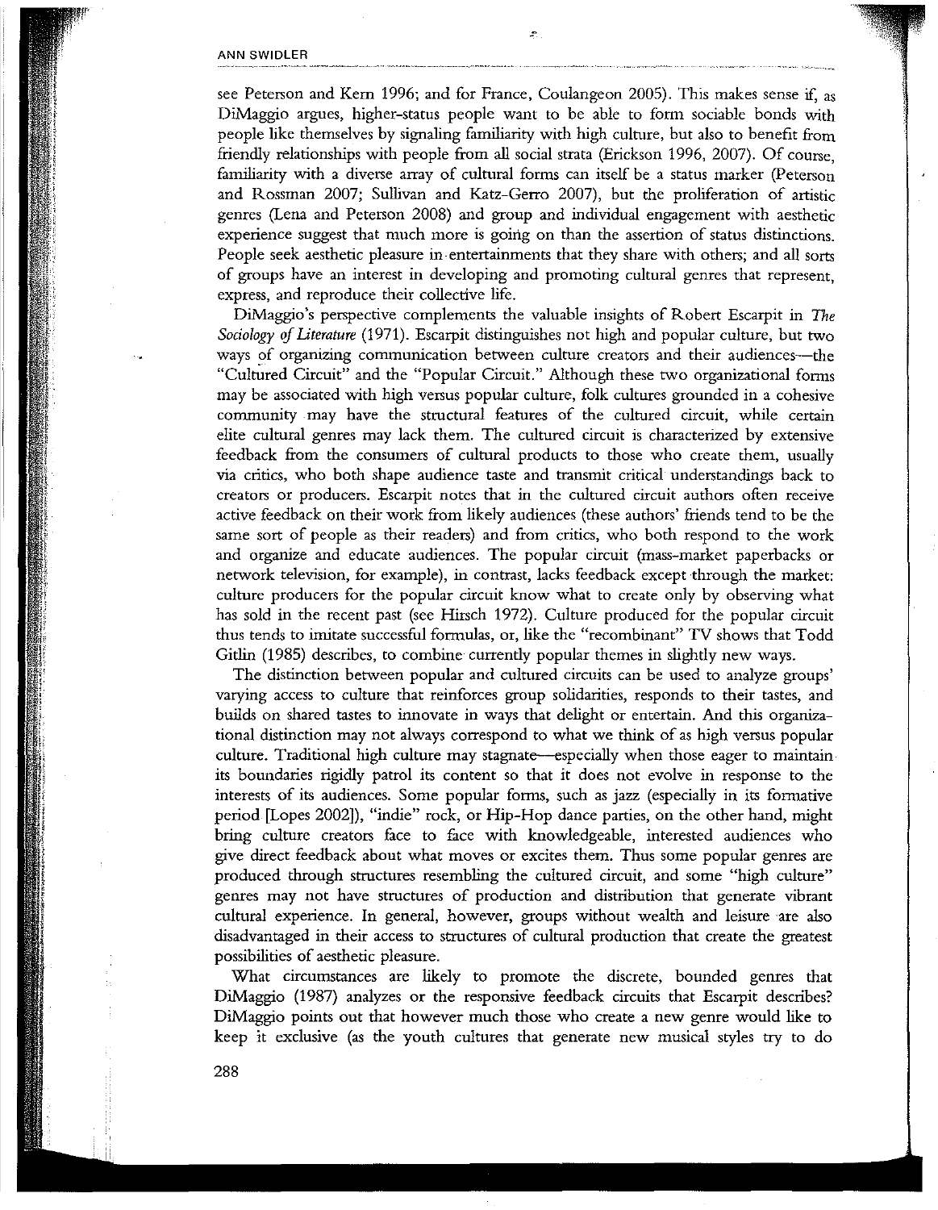see Peterson and Kern 1996; and for France, Coulangeon 2005). This makes sense if, as DiMaggio argues, higher-status people want to be able to form sociable bonds with people like themselves by signaling familiarity with high culture, but also to benefit from friendly relationships with people from all social strata (Erickson 1996, 2007). Of course, familiarity with a diverse array of cultural forms can itself be a status marker (Peterson and Rossman 2007; Sullivan and Katz-Gerro 2007), but the proliferation of artistic genres (Lena and Peterson 2008) and group and individual engagement with aesthetic experience suggest that much more is going on than the assertion of status distinctions. People seek aesthetic pleasure in entertainments that they share with others; and all sorts of groups have an interest in developing and promoting cultural genres that represent, express, and reproduce their collective life.

DiMaggio's perspective complements the valuable insights of Robert Escarpit in *The Sociology of Literature* (1971). Escarpit distinguishes not high and popular culture, but two ways of organizing communication between culture creators and their audiences—the "Cultured Circuit" and the "Popular Circuit." Although these two organizational forms may be associated with high versus popular culture, folk cultures grounded in a cohesive community may have the structural features of the cultured circuit, while certain elite cultural genres may lack them. The cultured circuit is characterized by extensive feedback from the consumers of cultural products to those who create them, usually via critics, who both shape audience taste and transmit critical understandings back to creators or producers. Escarpit notes that in the cultured circuit authors often receive active feedback on their work from likely audiences (these authors' friends tend to be the same sort of people as their readers) and from critics, who both respond to the work and organize and educate audiences. The popular circuit (mass-market paperbacks or network television, for example), in contrast, lacks feedback except through the market: culture producers for the popular circuit know what to create only by observing what has sold in the recent past (see Hirsch 1972). Culture produced for the popular circuit thus tends to imitate successful formulas, or, like the "recombinant" TV shows that Todd Gitlin (1985) describes, to combine currently popular themes in slightly new ways.

The distinction between popular and cultured circuits can be used to analyze groups' varying access to culture that reinforces group solidarities, responds to their tastes, and builds on shared tastes to innovate in ways that delight or entertain. And this organizational distinction may not always correspond to what we think of as high versus popular culture. Traditional high culture may stagnate—especially when those eager to maintain its boundaries rigidly patrol its content so that it does not evolve in response to the interests of its audiences. Some popular forms, such as jazz (especially in its formative period [Lopes 2002]), "indie" rock, or Hip-Hop dance parties, on the other hand, might bring culture creators face to face with knowledgeable, interested audiences who give direct feedback about what moves or excites them. Thus some popular genres are produced through structures resembling the cultured circuit, and some "high culture" genres may not have structures of production and distribution that generate vibrant cultural experience. In general, however, groups without wealth and leisure are also disadvantaged in their access to structures of cultural production that create the greatest possibilities of aesthetic pleasure.

What circumstances are likely to promote the discrete, bounded genres that DiMaggio (1987) analyzes or the responsive feedback circuits that Escarpit describes? DiMaggio points out that however much those who create a new genre would like to keep it exclusive (as the youth cultures that generate new musical styles try to do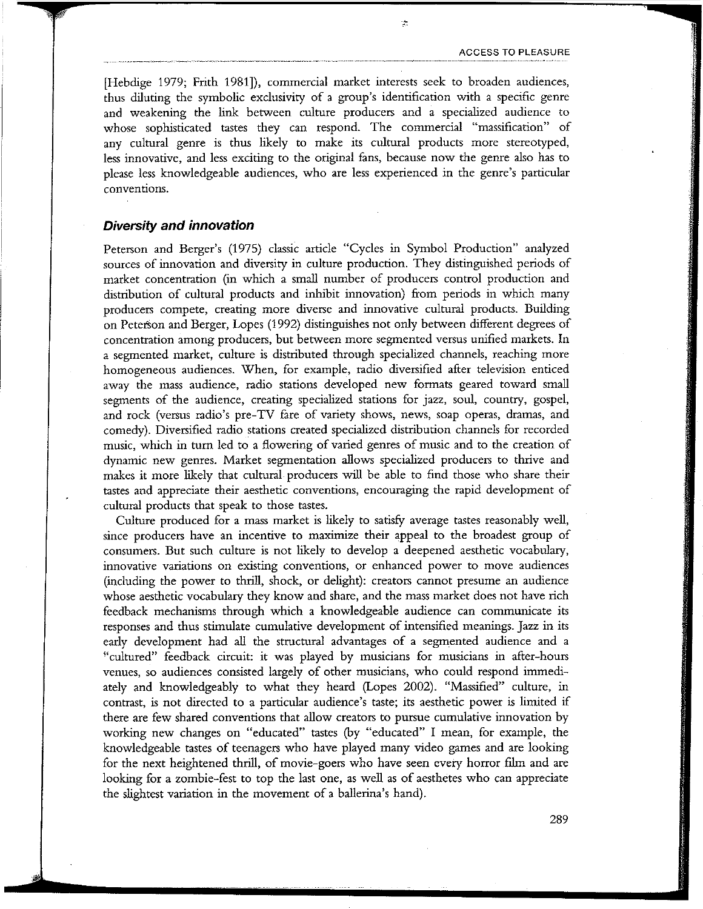[Hebdige 1979; Frith 1981]), commercial market interests seek to broaden audiences, thus diluting the symbolic exclusivity of a group's identification with a specific genre and weakening the link between culture producers and a specialized audience to whose sophisticated tastes they can respond. The commercial "massification" of any cultural genre is thus likely to make its cultural products more stereotyped, less innovative, and less exciting to the original fans, because now the genre also has to please less knowledgeable audiences, who are less experienced in the genre's particular conventions.

### *Diversity and innovation*

Peterson and Berger's (1975) classic article "Cycles in Symbol Production" analyzed sources of innovation and diversity in culture production. They distinguished periods of market concentration (in which a small number of producers control production and distribution of cultural products and inhibit innovation) from periods in which many producers compete, creating more diverse and innovative cultural products. Building on Peterson and Berger, Lopes (1992) distinguishes not only between different degrees of concentration among producers, but between more segmented versus unified markets. In a segmented market, culture is distributed through specialized channels, reaching more homogeneous audiences. When, for example, radio diversified after television enticed away the mass audience, radio stations developed new formats geared toward small segments of the audience, creating specialized stations for jazz, soul, country, gospel, and rock (versus radio's pre-TV fare of variety shows, news, soap operas, dramas, and comedy). Diversified radio stations created specialized distribution channels for recorded music, which in turn led to a flowering of varied genres of music and to the creation of dynamic new genres. Market segmentation allows specialized producers to thrive and makes it more likely that cultural producers will be able to find those who share their tastes and appreciate their aesthetic conventions, encouraging the rapid development of cultural products that speak to those tastes.

Culture produced for a mass market is likely to satisfy average tastes reasonably well, since producers have an incentive to maximize their appeal to the broadest group of consumers. But such culture is not likely to develop a deepened aesthetic vocabulary, innovative variations on existing conventions, or enhanced power to move audiences (including the power to thrill, shock, or delight): creators cannot presume an audience whose aesthetic vocabulary they know and share, and the mass market does not have rich feedback mechanisms through which a knowledgeable audience can communicate its responses and thus stimulate cumulative development of intensified meanings. Jazz in its early development had all the structural advantages of a segmented audience and a "cultured" feedback circuit: it was played by musicians for musicians in after-hours venues, so audiences consisted largely of other musicians, who could respond immediately and knowledgeably to what they heard (Lopes 2002). "Massified" culture, in contrast, is not directed to a particular audience's taste; its aesthetic power is limited if there are few shared conventions that allow creators to pursue cumulative innovation by working new changes on "educated" tastes (by "educated" I mean, for example, the knowledgeable tastes of teenagers who have played many video games and are looking for the next heightened thrill, of movie-goers who have seen every horror film and are looking for a zombie-fest to top the last one, as well as of aesthetes who can appreciate the slightest variation in the movement of a ballerina's hand).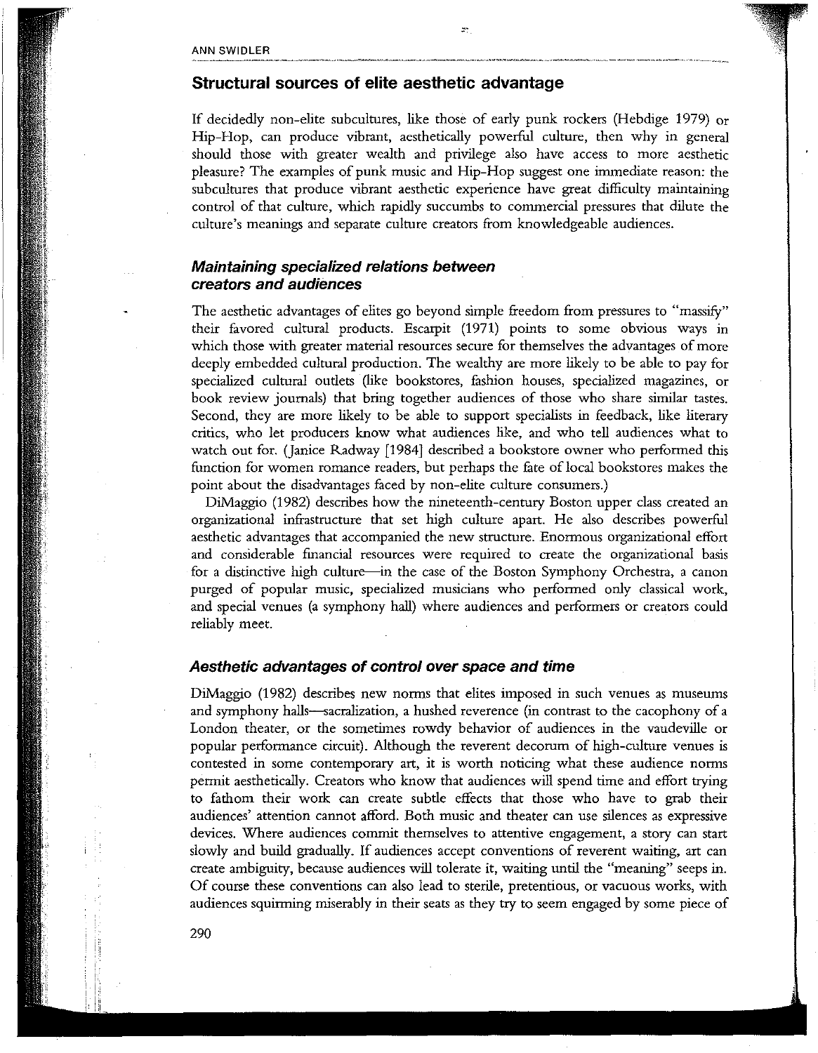## Structural sources of elite aesthetic advantage

If decidedly non-elite subcultures, like those of early punk rockers (Hebdige 1979) or Hip-Hop, can produce vibrant, aesthetically powerful culture, then why in general should those with greater wealth and privilege also have access to more aesthetic pleasure? The examples of punk music and Hip-Hop suggest one immediate reason: the subcultures that produce vibrant aesthetic experience have great difficulty maintaining control of that culture, which rapidly succumbs to commercial pressures that dilute the culture's meanings and separate culture creators from knowledgeable audiences.

### *Maintaining specialized relations between creators and audiences*

The aesthetic advantages of elites go beyond simple freedom from pressures to "massify" their favored cultural products. Escarpit (1971) points to some obvious ways in which those with greater material resources secure for themselves the advantages of more deeply embedded cultural production. The wealthy are more likely to be able to pay for specialized cultural outlets (like bookstores, fashion houses, specialized magazines, or book review journals) that bring together audiences of those who share similar tastes. Second, they are more likely to be able to support specialists in feedback, like literary critics, who let producers know what audiences like, and who tell audiences what to watch out for. (Janice Radway [1984] described a bookstore owner who performed this function for women romance readers, but perhaps the fate of local bookstores makes the point about the disadvantages faced by non-elite culture consumers.)

DiMaggio (1982) describes how the nineteenth-century Boston upper class created an organizational infrastructure that set high culture apart. He also describes powerful aesthetic advantages that accompanied the new structure. Enormous organizational effort and considerable financial resources were required to create the organizational basis for a distinctive high culture—in the case of the Boston Symphony Orchestra, a canon purged of popular music, specialized musicians who performed only classical work, and special venues (a symphony hall) where audiences and performers or creators could reliably meet.

### *Aesthetic advantages of control over space and time*

DiMaggio (1982) describes new norms that elites imposed in such venues as museums and symphony halls—sacralization, a hushed reverence (in contrast to the cacophony of a London theater, or the sometimes rowdy behavior of audiences in the vaudeville or popular performance circuit). Although the reverent decorum of high-culture venues is contested in some contemporary art, it is worth noticing what these audience norms permit aesthetically. Creators who know that audiences will spend time and effort trying to fathom their work can create subtle effects that those who have to grab their audiences' attention cannot afford. Both music and theater can use silences as expressive devices. Where audiences commit themselves to attentive engagement, a story can start slowly and build gradually. If audiences accept conventions of reverent waiting, art can create ambiguity, because audiences will tolerate it, waiting until the "meaning" seeps in. Of course these conventions can also lead to sterile, pretentious, or vacuous works, with audiences squirming miserably in their seats as they try to seem engaged by some piece of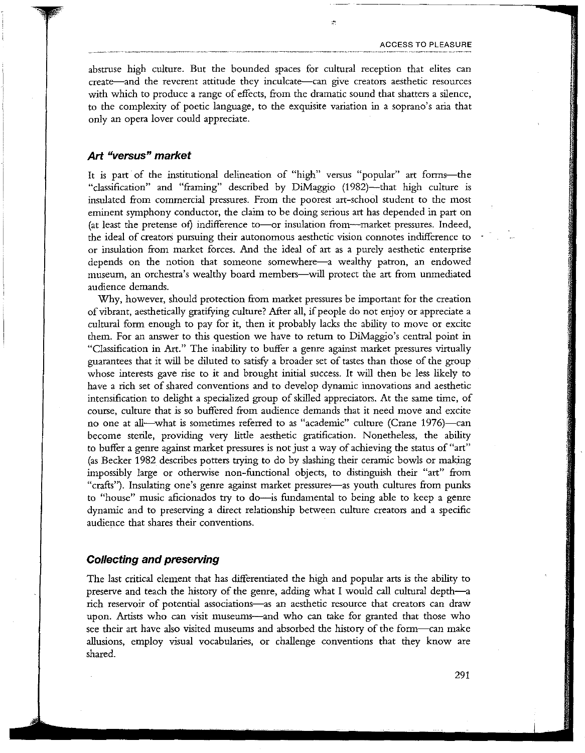abstruse high culture. But the bounded spaces for cultural reception that elites can create—and the reverent attitude they inculcate—can give creators aesthetic resources with which to produce a range of effects, from the dramatic sound that shatters a silence, to the complexity of poetic language, to the exquisite variation in a soprano's aria that only an opera lover could appreciate.

### *Art "versus" market*

It is part of the institutional delineation of "high" versus "popular" art forms—the "classification" and "framing" described by DiMaggio (1982)—that high culture is insulated from commercial pressures. From the poorest art-school student to the most eminent symphony conductor, the claim to be doing serious art has depended in part on (at least the pretense of) indifference to—or insulation from—market pressures. Indeed, the ideal of creators pursuing their autonomous aesthetic vision connotes indifference to or insulation from market forces. And the ideal of art as a purely aesthetic enterprise depends on the notion that someone somewhere—a wealthy patron, an endowed museum, an orchestra's wealthy board members—will protect the art from unmediated audience demands.

Why, however, should protection from market pressures be important for the creation of vibrant, aesthetically gratifying culture? After all, if people do not enjoy or appreciate a cultural form enough to pay for it, then it probably lacks the ability to move or excite them. For an answer to this question we have to return to DiMaggio's central point in "Classification in Art." The inability to buffer a genre against market pressures virtually guarantees that it will be diluted to satisfy a broader set of tastes than those of the group whose interests gave rise to it and brought initial success. It will then be less likely to have a rich set of shared conventions and to develop dynamic innovations and aesthetic intensification to delight a specialized group of skilled appreciators. At the same time, of course, culture that is so buffered from audience demands that it need move and excite no one at all—what is sometimes referred to as "academic" culture (Crane 1976)—can become sterile, providing very little aesthetic gratification. Nonetheless, the ability to buffer a genre against market pressures is not just a way of achieving the status of "art" (as Becker 1982 describes potters trying to do by slashing their ceramic bowls or making impossibly large or otherwise non-functional objects, to distinguish their "art" from "crafts"). Insulating one's genre against market pressures—as youth cultures from punks to "house" music aficionados try to do—is fundamental to being able to keep a genre dynamic and to preserving a direct relationship between culture creators and a specific audience that shares their conventions.

### *Collecting and preserving*

The last critical element that has differentiated the high and popular arts is the ability to preserve and teach the history of the genre, adding what I would call cultural depth—a rich reservoir of potential associations—as an aesthetic resource that creators can draw upon. Artists who can visit museums—and who can take for granted that those who see their art have also visited museums and absorbed the history of the form—can make allusions, employ visual vocabularies, or challenge conventions that they know are shared.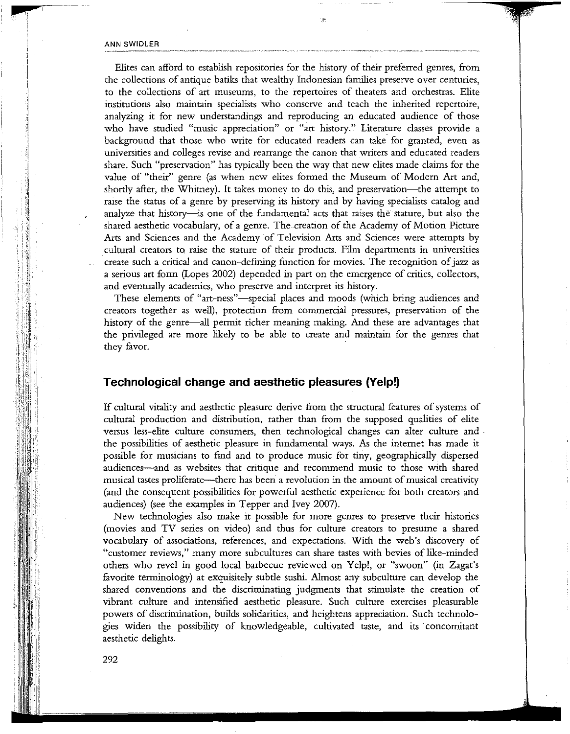Elites can afford to establish repositories for the history of their preferred genres, from the collections of antique batiks that wealthy Indonesian families preserve over centuries, to the collections of art museums, to the repertoires of theaters and orchestras. Elite institutions also maintain specialists who conserve and teach the inherited repertoire, analyzing it for new understandings and reproducing an educated audience of those who have studied "music appreciation" or "art history." Literature classes provide a background that those who write for educated readers can take for granted, even as universities and colleges revise and rearrange the canon that writers and educated readers share. Such "preservation" has typically been the way that new elites made claims for the value of "their" genre (as when new elites formed the Museum of Modern Art and, shortly after, the Whitney). It takes money to do this, and preservation—the attempt to raise the status of a genre by preserving its history and by having specialists catalog and analyze that history—is one of the fundamental acts that raises the stature, but also the shared aesthetic vocabulary, of a genre. The creation of the Academy of Motion Picture Arts and Sciences and the Academy of Television Arts and Sciences were attempts by cultural creators to raise the stature of their products. Film departments in universities create such a critical and canon-defining function for movies. The recognition of jazz as a serious art form (Lopes 2002) depended in part on the emergence of critics, collectors, and eventually academics, who preserve and interpret its history.

These elements of "art-ness"—special places and moods (which bring audiences and creators together as well), protection from commercial pressures, preservation of the history of the genre—all permit richer meaning making. And these are advantages that the privileged are more likely to be able to create and maintain for the genres that they favor.

## Technological change and aesthetic pleasures (Yelp!)

If cultural vitality and aesthetic pleasure derive from the structural features of systems of cultural production and distribution, rather than from the supposed qualities of elite versus less-elite culture consumers, then technological changes can alter culture and the possibilities of aesthetic pleasure in fundamental ways. As the internet has made it possible for musicians to find and to produce music for tiny, geographically dispersed audiences—and as websites that critique and recommend music to those with shared musical tastes proliferate—there has been a revolution in the amount of musical creativity (and the consequent possibilities for powerful aesthetic experience for both creators and audiences) (see the examples in Tepper and Ivey 2007).

New technologies also make it possible for more genres to preserve their histories (movies and TV series on video) and thus for culture creators to presume a shared vocabulary of associations, references, and expectations. With the web's discovery of "customer reviews," many more subcultures can share tastes with bevies of like-minded others who revel in good local barbecue reviewed on Yelp!, or "swoon" (in Zagat's favorite terminology) at exquisitely subtle sushi. Almost any subculture can develop the shared conventions and the discriminating judgments that stimulate the creation of vibrant culture and intensified aesthetic pleasure. Such culture exercises pleasurable powers of discrimination, builds solidarities, and heightens appreciation. Such technologies widen the possibility of knowledgeable, cultivated taste, and its concomitant aesthetic delights.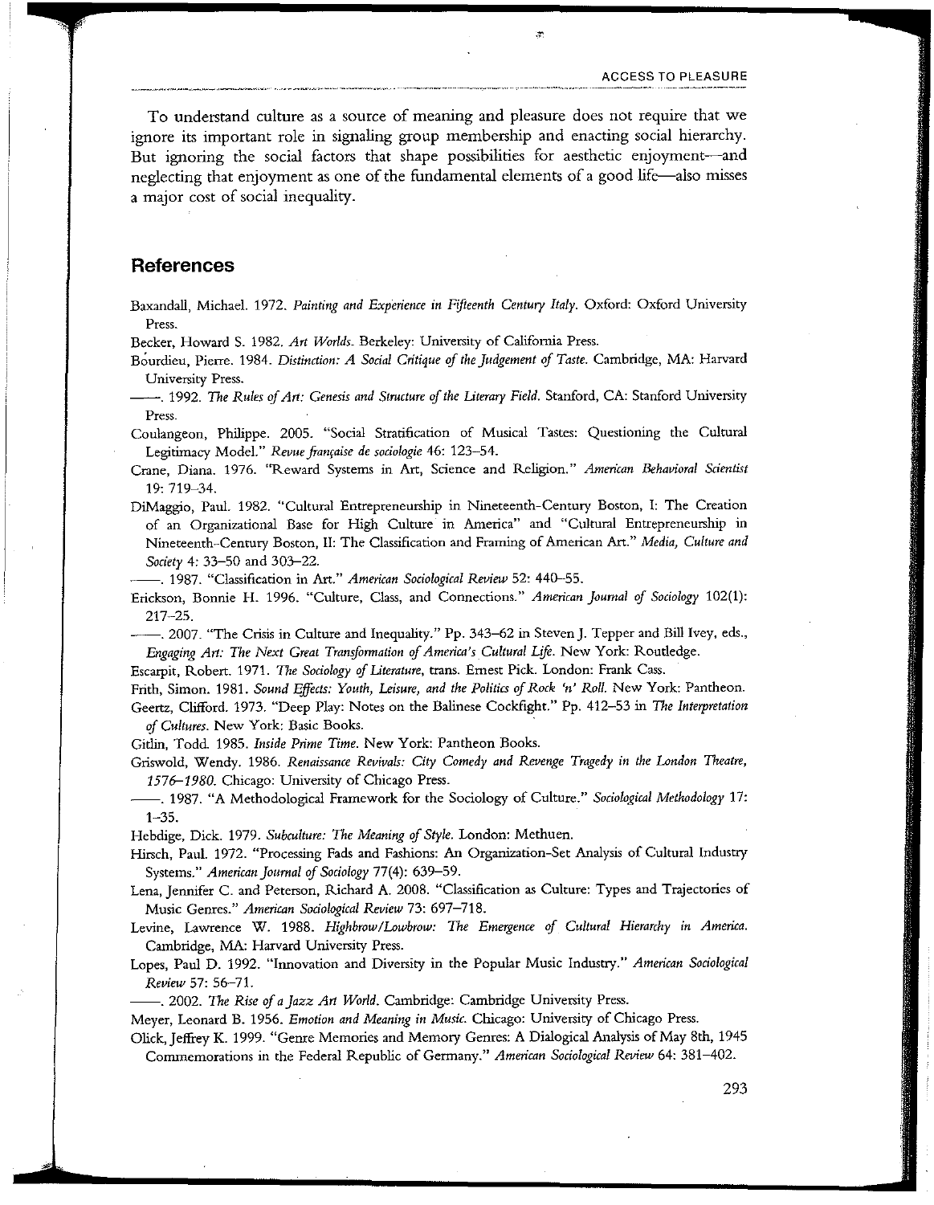To understand culture as a source of meaning and pleasure does not require that we ignore its important role in signaling group membership and enacting social hierarchy. But ignoring the social factors that shape possibilities for aesthetic enjoyment—and neglecting that enjoyment as one of the fundamental elements of a good life—also misses a major cost of social inequality.

## References

Baxandall, Michael. 1972. *Painting and Experience in Fifteenth Century Italy*. Oxford: Oxford University Press.

Becker, Howard S. 1982. *Art Worlds*. Berkeley: University of California Press.

Bourdieu, Pierre. 1984. *Distinction: A Social Critique of the Judgement of Taste*. Cambridge, MA: Harvard University Press.

——. 1992. *The Rules of Art: Genesis and Structure of the Literary Field*. Stanford, CA: Stanford University Press.

Coulangeon, Philippe. 2005. "Social Stratification of Musical Tastes: Questioning the Cultural Legitimacy Model." *Revue française de sociologie* 46: 123–54.

Crane, Diana. 1976. "Reward Systems in Art, Science and Religion." *American Behavioral Scientist* 19: 719–34.

DiMaggio, Paul. 1982. "Cultural Entrepreneurship in Nineteenth-Century Boston, I: The Creation of an Organizational Base for High Culture in America" and "Cultural Entrepreneurship in Nineteenth-Century Boston, II: The Classification and Framing of American Art." *Media, Culture and Society* 4: 33–50 and 303–22.

——. 1987. "Classification in Art." *American Sociological Review* 52: 440–55.

Erickson, Bonnie H. 1996. "Culture, Class, and Connections." *American Journal of Sociology* 102(1): 217–25.

——. 2007. "The Crisis in Culture and Inequality." Pp. 343–62 in Steven J. Tepper and Bill Ivey, eds., *Engaging Art: The Next Great Transformation of America's Cultural Life*. New York: Routledge.

Escarpit, Robert. 1971. *The Sociology of Literature*, trans. Ernest Pick. London: Frank Cass.

Frith, Simon. 1981. *Sound Effects: Youth, Leisure, and the Politics of Rock 'n' Roll*. New York: Pantheon.

Geertz, Clifford. 1973. "Deep Play: Notes on the Balinese Cockfight." Pp. 412–53 in *The Interpretation of Cultures*. New York: Basic Books.

Gitlin, Todd. 1985. *Inside Prime Time*. New York: Pantheon Books.

Griswold, Wendy. 1986. *Renaissance Revivals: City Comedy and Revenge Tragedy in the London Theatre, 1576–1980*. Chicago: University of Chicago Press.

——. 1987. "A Methodological Framework for the Sociology of Culture." *Sociological Methodology* 17: 1–35.

Hebdige, Dick. 1979. *Subculture: The Meaning of Style*. London: Methuen.

Hirsch, Paul. 1972. "Processing Fads and Fashions: An Organization-Set Analysis of Cultural Industry Systems." *American Journal of Sociology* 77(4): 639–59.

Lena, Jennifer C. and Peterson, Richard A. 2008. "Classification as Culture: Types and Trajectories of Music Genres." *American Sociological Review* 73: 697–718.

Levine, Lawrence W. 1988. *Highbrow/Lowbrow: The Emergence of Cultural Hierarchy in America*. Cambridge, MA: Harvard University Press.

Lopes, Paul D. 1992. "Innovation and Diversity in the Popular Music Industry." *American Sociological Review* 57: 56–71.

——. 2002. *The Rise of a Jazz Art World*. Cambridge: Cambridge University Press.

Meyer, Leonard B. 1956. *Emotion and Meaning in Music*. Chicago: University of Chicago Press.

Olick, Jeffrey K. 1999. "Genre Memories and Memory Genres: A Dialogical Analysis of May 8th, 1945 Commemorations in the Federal Republic of Germany." *American Sociological Review* 64: 381–402.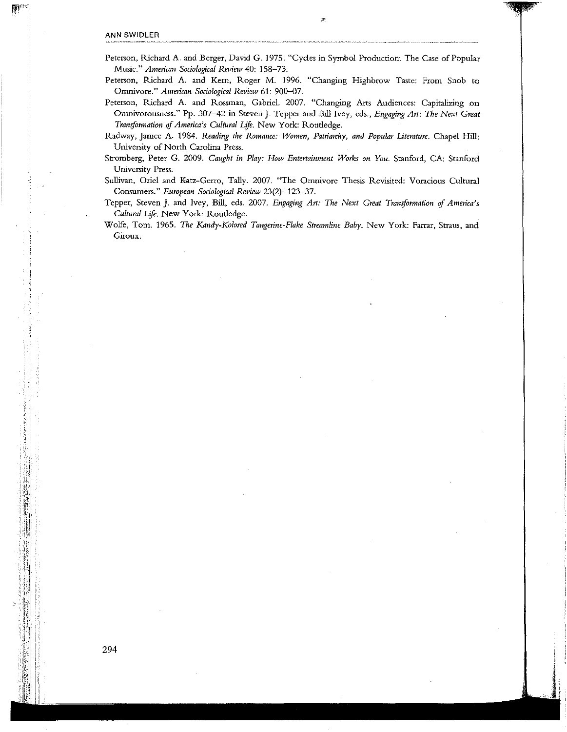Peterson, Richard A. and Berger, David G. 1975. "Cycles in Symbol Production: The Case of Popular Music." *American Sociological Review* 40: 158–73.

Peterson, Richard A. and Kern, Roger M. 1996. "Changing Highbrow Taste: From Snob to Omnivore." *American Sociological Review* 61: 900–07.

Peterson, Richard A. and Rossman, Gabriel. 2007. "Changing Arts Audiences: Capitalizing on Omnivorousness." Pp. 307–42 in Steven J. Tepper and Bill Ivey, eds., *Engaging Art: The Next Great Transformation of America's Cultural Life*. New York: Routledge.

Radway, Janice A. 1984. *Reading the Romance: Women, Patriarchy, and Popular Literature*. Chapel Hill: University of North Carolina Press.

Stromberg, Peter G. 2009. *Caught in Play: How Entertainment Works on You*. Stanford, CA: Stanford University Press.

Sullivan, Oriel and Katz-Gerro, Tally. 2007. "The Omnivore Thesis Revisited: Voracious Cultural Consumers." *European Sociological Review* 23(2): 123–37.

Tepper, Steven J. and Ivey, Bill, eds. 2007. *Engaging Art: The Next Great Transformation of America's Cultural Life*. New York: Routledge.

Wolfe, Tom. 1965. *The Kandy-Kolored Tangerine-Flake Streamline Baby*. New York: Farrar, Straus, and Giroux.